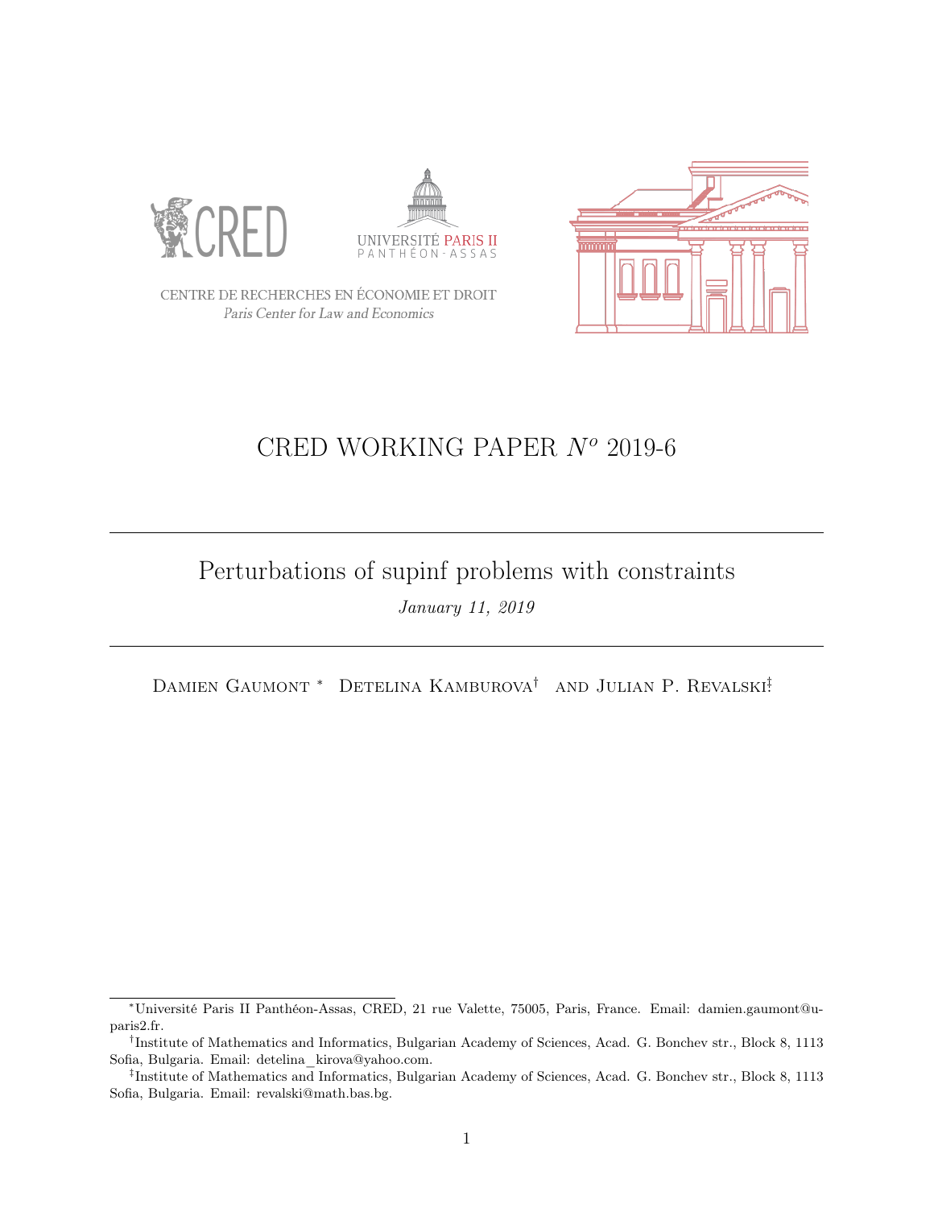CENTRE DE RECHERCHES EN ÉCONOMIE ET DROIT

*Paris Center for Law and Economics*

# CRED WORKING PAPER $N^o$ 2019-6

---

## Perturbations of supinf problems with constraints

*January 11, 2019*

---

Damien Gaumont [*]   Detelina Kamburova[†]   and Julian P. Revalski[‡]

---

[*] Université Paris II Panthéon-Assas, CRED, 21 rue Valette, 75005, Paris, France. Email: damien.gaumont@u-paris2.fr.

[†] Institute of Mathematics and Informatics, Bulgarian Academy of Sciences, Acad. G. Bonchev str., Block 8, 1113 Sofia, Bulgaria. Email: detelina_kirova@yahoo.com.

[‡] Institute of Mathematics and Informatics, Bulgarian Academy of Sciences, Acad. G. Bonchev str., Block 8, 1113 Sofia, Bulgaria. Email: revalski@math.bas.bg.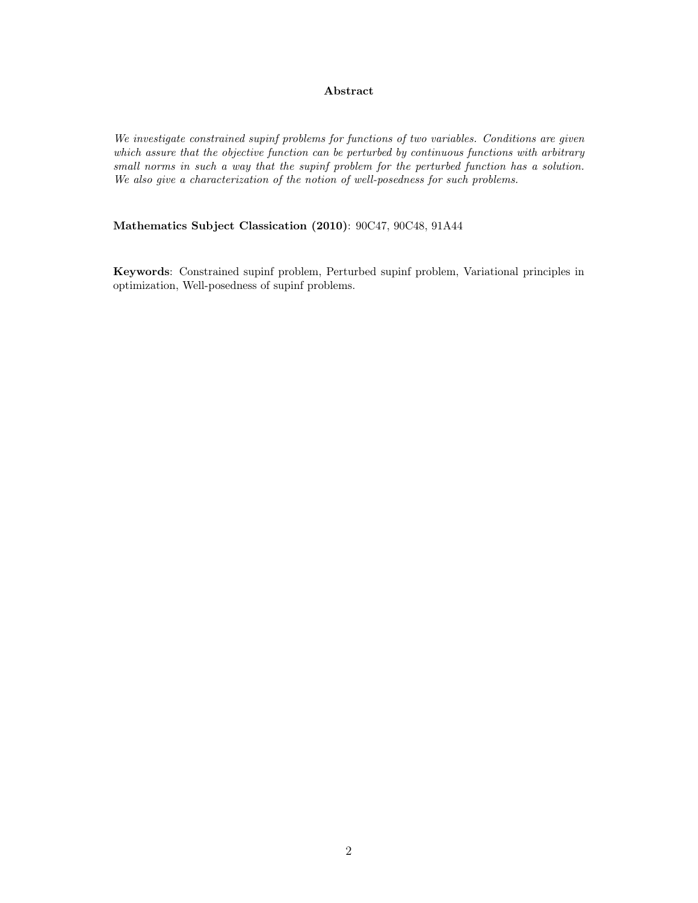### Abstract

*We investigate constrained supinf problems for functions of two variables. Conditions are given which assure that the objective function can be perturbed by continuous functions with arbitrary small norms in such a way that the supinf problem for the perturbed function has a solution. We also give a characterization of the notion of well-posedness for such problems.*

**Mathematics Subject Classication (2010)**: 90C47, 90C48, 91A44

**Keywords**: Constrained supinf problem, Perturbed supinf problem, Variational principles in optimization, Well-posedness of supinf problems.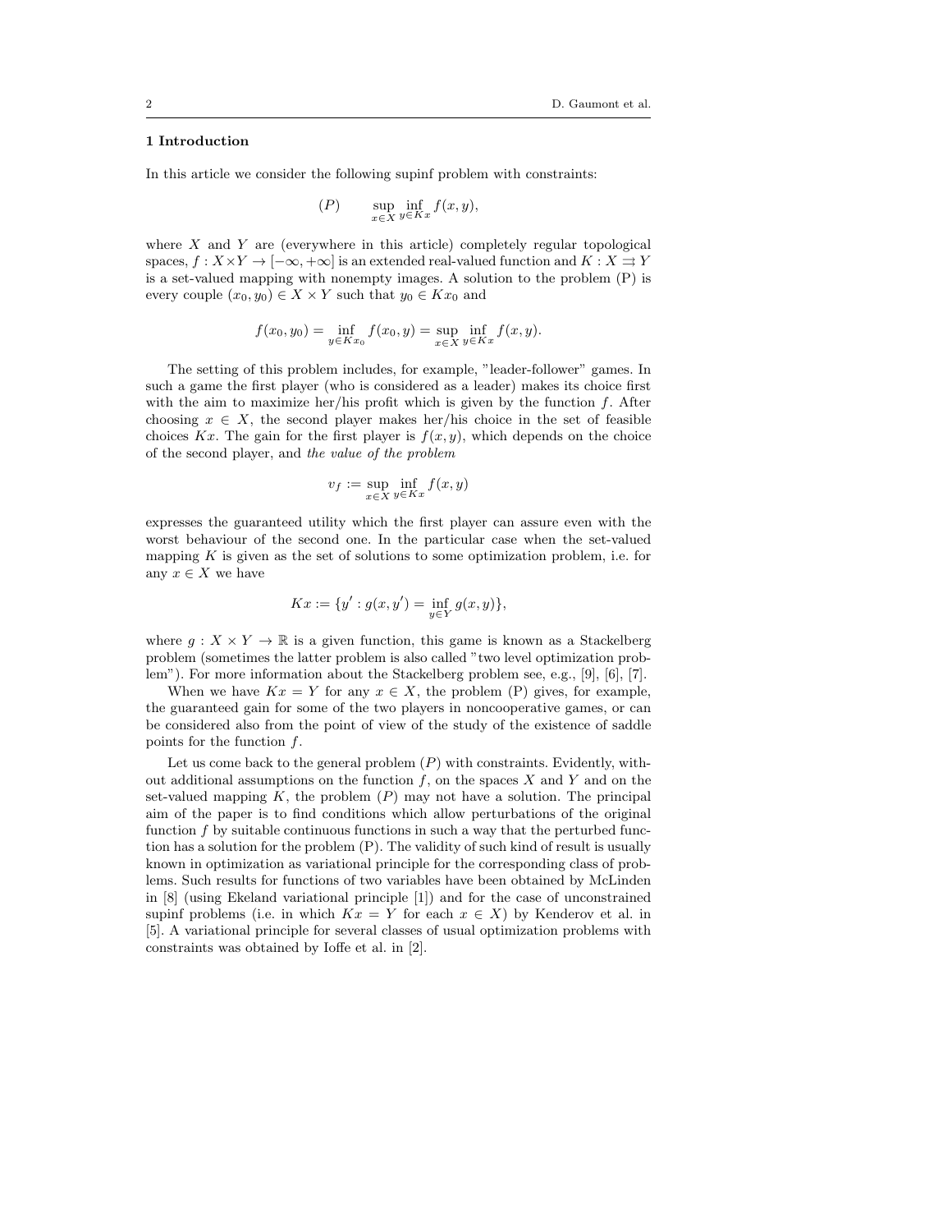## 1 Introduction

In this article we consider the following supinf problem with constraints:

$$(P) \qquad \sup_{x\in X} \inf_{y\in Kx} f(x,y),$$

where $X$ and $Y$ are (everywhere in this article) completely regular topological spaces, $f : X\times Y \to [-\infty, +\infty]$ is an extended real-valued function and $K : X \rightrightarrows Y$ is a set-valued mapping with nonempty images. A solution to the problem (P) is every couple $(x_0, y_0) \in X \times Y$ such that $y_0 \in Kx_0$ and

$$f(x_0, y_0) = \inf_{y\in Kx_0} f(x_0, y) = \sup_{x\in X} \inf_{y\in Kx} f(x, y).$$

The setting of this problem includes, for example, "leader-follower" games. In such a game the first player (who is considered as a leader) makes its choice first with the aim to maximize her/his profit which is given by the function $f$. After choosing $x \in X$, the second player makes her/his choice in the set of feasible choices $Kx$. The gain for the first player is $f(x, y)$, which depends on the choice of the second player, and *the value of the problem*

$$v_f := \sup_{x\in X} \inf_{y\in Kx} f(x, y)$$

expresses the guaranteed utility which the first player can assure even with the worst behaviour of the second one. In the particular case when the set-valued mapping $K$ is given as the set of solutions to some optimization problem, i.e. for any $x \in X$ we have

$$Kx := \{y' : g(x, y') = \inf_{y\in Y} g(x, y)\},$$

where $g : X \times Y \to \mathbb{R}$ is a given function, this game is known as a Stackelberg problem (sometimes the latter problem is also called "two level optimization problem"). For more information about the Stackelberg problem see, e.g., [9], [6], [7].

When we have $Kx = Y$ for any $x \in X$, the problem (P) gives, for example, the guaranteed gain for some of the two players in noncooperative games, or can be considered also from the point of view of the study of the existence of saddle points for the function $f$.

Let us come back to the general problem $(P)$ with constraints. Evidently, without additional assumptions on the function $f$, on the spaces $X$ and $Y$ and on the set-valued mapping $K$, the problem $(P)$ may not have a solution. The principal aim of the paper is to find conditions which allow perturbations of the original function $f$ by suitable continuous functions in such a way that the perturbed function has a solution for the problem (P). The validity of such kind of result is usually known in optimization as variational principle for the corresponding class of problems. Such results for functions of two variables have been obtained by McLinden in [8] (using Ekeland variational principle [1]) and for the case of unconstrained supinf problems (i.e. in which $Kx = Y$ for each $x \in X$) by Kenderov et al. in [5]. A variational principle for several classes of usual optimization problems with constraints was obtained by Ioffe et al. in [2].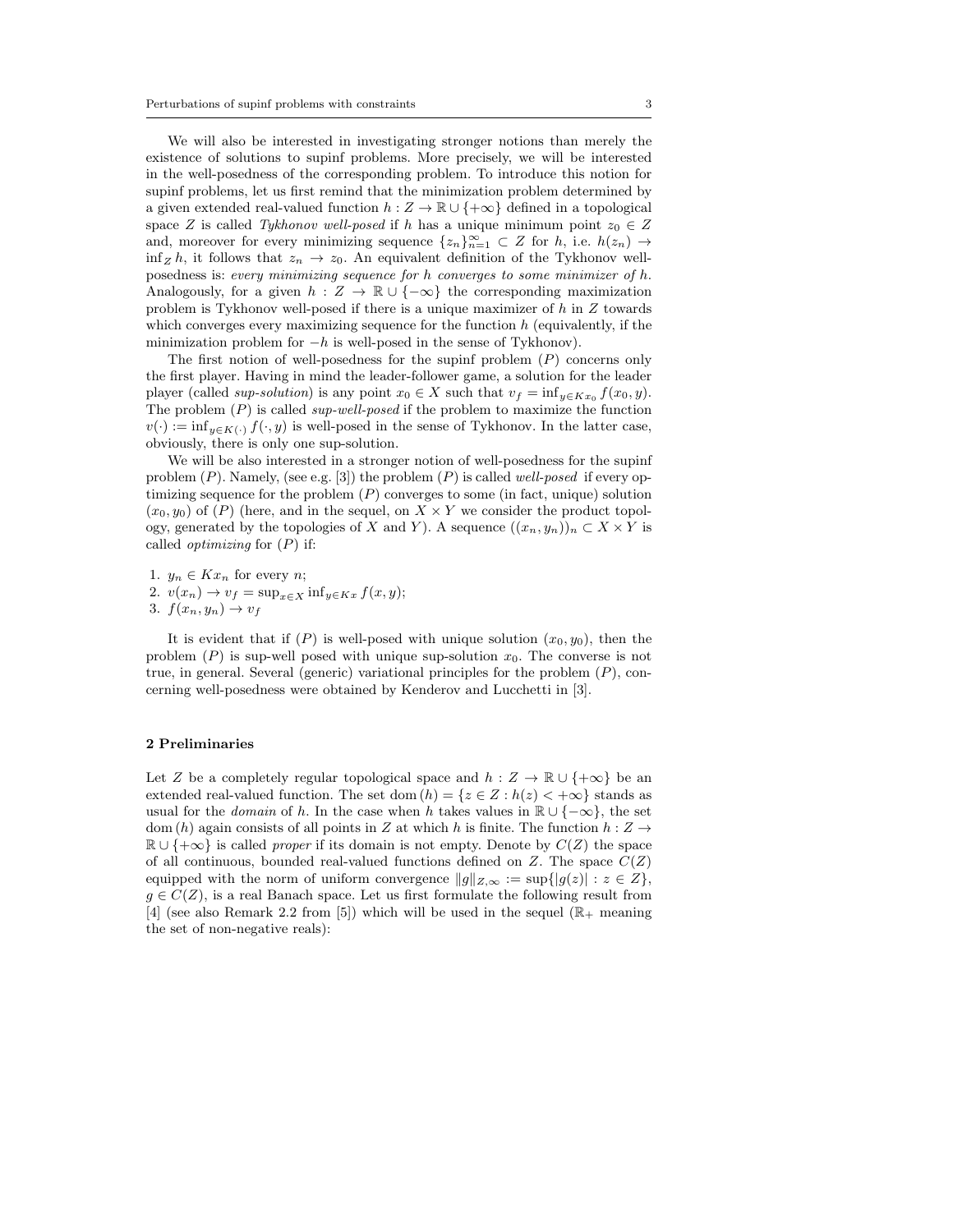We will also be interested in investigating stronger notions than merely the existence of solutions to supinf problems. More precisely, we will be interested in the well-posedness of the corresponding problem. To introduce this notion for supinf problems, let us first remind that the minimization problem determined by a given extended real-valued function $h : Z \to \mathbb{R} \cup \{+\infty\}$ defined in a topological space $Z$ is called *Tykhonov well-posed* if $h$ has a unique minimum point $z_0 \in Z$ and, moreover for every minimizing sequence $\{z_n\}_{n=1}^{\infty} \subset Z$ for $h$, i.e. $h(z_n) \to \inf_Z h$, it follows that $z_n \to z_0$. An equivalent definition of the Tykhonov well-posedness is: *every minimizing sequence for $h$ converges to some minimizer of $h$.* Analogously, for a given $h : Z \to \mathbb{R} \cup \{-\infty\}$ the corresponding maximization problem is Tykhonov well-posed if there is a unique maximizer of $h$ in $Z$ towards which converges every maximizing sequence for the function $h$ (equivalently, if the minimization problem for $-h$ is well-posed in the sense of Tykhonov).

The first notion of well-posedness for the supinf problem $(P)$ concerns only the first player. Having in mind the leader-follower game, a solution for the leader player (called *sup-solution*) is any point $x_0 \in X$ such that $v_f = \inf_{y \in Kx_0} f(x_0, y)$. The problem $(P)$ is called *sup-well-posed* if the problem to maximize the function $v(\cdot) := \inf_{y \in K(\cdot)} f(\cdot, y)$ is well-posed in the sense of Tykhonov. In the latter case, obviously, there is only one sup-solution.

We will be also interested in a stronger notion of well-posedness for the supinf problem $(P)$. Namely, (see e.g. [3]) the problem $(P)$ is called *well-posed* if every optimizing sequence for the problem $(P)$ converges to some (in fact, unique) solution $(x_0, y_0)$ of $(P)$ (here, and in the sequel, on $X \times Y$ we consider the product topology, generated by the topologies of $X$ and $Y$). A sequence $((x_n, y_n))_n \subset X \times Y$ is called *optimizing* for $(P)$ if:

1. $y_n \in Kx_n$ for every $n$;
2. $v(x_n) \to v_f = \sup_{x \in X} \inf_{y \in Kx} f(x, y)$;
3. $f(x_n, y_n) \to v_f$

It is evident that if $(P)$ is well-posed with unique solution $(x_0, y_0)$, then the problem $(P)$ is sup-well posed with unique sup-solution $x_0$. The converse is not true, in general. Several (generic) variational principles for the problem $(P)$, concerning well-posedness were obtained by Kenderov and Lucchetti in [3].

## 2 Preliminaries

Let $Z$ be a completely regular topological space and $h : Z \to \mathbb{R} \cup \{+\infty\}$ be an extended real-valued function. The set $\operatorname{dom}(h) = \{z \in Z : h(z) < +\infty\}$ stands as usual for the *domain* of $h$. In the case when $h$ takes values in $\mathbb{R} \cup \{-\infty\}$, the set $\operatorname{dom}(h)$ again consists of all points in $Z$ at which $h$ is finite. The function $h : Z \to \mathbb{R} \cup \{+\infty\}$ is called *proper* if its domain is not empty. Denote by $C(Z)$ the space of all continuous, bounded real-valued functions defined on $Z$. The space $C(Z)$ equipped with the norm of uniform convergence $\|g\|_{Z,\infty} := \sup\{|g(z)| : z \in Z\}$, $g \in C(Z)$, is a real Banach space. Let us first formulate the following result from [4] (see also Remark 2.2 from [5]) which will be used in the sequel ($\mathbb{R}_+$ meaning the set of non-negative reals):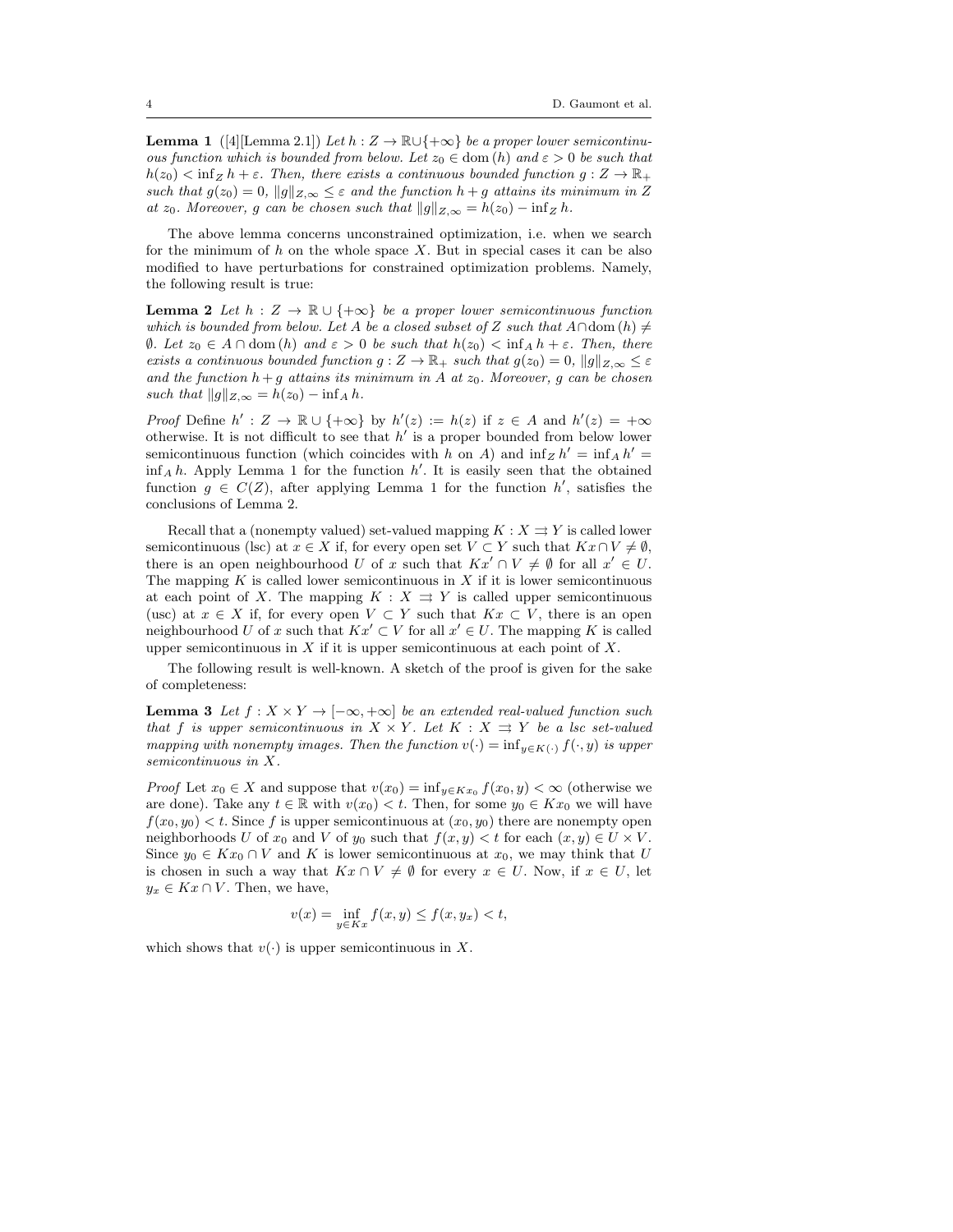**Lemma 1** ([4][Lemma 2.1]) *Let $h : Z \to \mathbb{R} \cup \{+\infty\}$ be a proper lower semicontinuous function which is bounded from below. Let $z_0 \in \operatorname{dom}(h)$ and $\varepsilon > 0$ be such that $h(z_0) < \inf_Z h + \varepsilon$. Then, there exists a continuous bounded function $g : Z \to \mathbb{R}_+$ such that $g(z_0) = 0$, $\|g\|_{Z,\infty} \le \varepsilon$ and the function $h + g$ attains its minimum in $Z$ at $z_0$. Moreover, $g$ can be chosen such that $\|g\|_{Z,\infty} = h(z_0) - \inf_Z h$.*

The above lemma concerns unconstrained optimization, i.e. when we search for the minimum of $h$ on the whole space $X$. But in special cases it can be also modified to have perturbations for constrained optimization problems. Namely, the following result is true:

**Lemma 2** *Let $h : Z \to \mathbb{R} \cup \{+\infty\}$ be a proper lower semicontinuous function which is bounded from below. Let $A$ be a closed subset of $Z$ such that $A \cap \operatorname{dom}(h) \neq \emptyset$. Let $z_0 \in A \cap \operatorname{dom}(h)$ and $\varepsilon > 0$ be such that $h(z_0) < \inf_A h + \varepsilon$. Then, there exists a continuous bounded function $g : Z \to \mathbb{R}_+$ such that $g(z_0) = 0$, $\|g\|_{Z,\infty} \le \varepsilon$ and the function $h + g$ attains its minimum in $A$ at $z_0$. Moreover, $g$ can be chosen such that $\|g\|_{Z,\infty} = h(z_0) - \inf_A h$.*

*Proof* Define $h' : Z \to \mathbb{R} \cup \{+\infty\}$ by $h'(z) := h(z)$ if $z \in A$ and $h'(z) = +\infty$ otherwise. It is not difficult to see that $h'$ is a proper bounded from below lower semicontinuous function (which coincides with $h$ on $A$) and $\inf_Z h' = \inf_A h' = \inf_A h$. Apply Lemma 1 for the function $h'$. It is easily seen that the obtained function $g \in C(Z)$, after applying Lemma 1 for the function $h'$, satisfies the conclusions of Lemma 2.

Recall that a (nonempty valued) set-valued mapping $K : X \rightrightarrows Y$ is called lower semicontinuous (lsc) at $x \in X$ if, for every open set $V \subset Y$ such that $Kx \cap V \neq \emptyset$, there is an open neighbourhood $U$ of $x$ such that $Kx' \cap V \neq \emptyset$ for all $x' \in U$. The mapping $K$ is called lower semicontinuous in $X$ if it is lower semicontinuous at each point of $X$. The mapping $K : X \rightrightarrows Y$ is called upper semicontinuous (usc) at $x \in X$ if, for every open $V \subset Y$ such that $Kx \subset V$, there is an open neighbourhood $U$ of $x$ such that $Kx' \subset V$ for all $x' \in U$. The mapping $K$ is called upper semicontinuous in $X$ if it is upper semicontinuous at each point of $X$.

The following result is well-known. A sketch of the proof is given for the sake of completeness:

**Lemma 3** *Let $f : X \times Y \to [-\infty, +\infty]$ be an extended real-valued function such that $f$ is upper semicontinuous in $X \times Y$. Let $K : X \rightrightarrows Y$ be a lsc set-valued mapping with nonempty images. Then the function $v(\cdot) = \inf_{y \in K(\cdot)} f(\cdot, y)$ is upper semicontinuous in $X$.*

*Proof* Let $x_0 \in X$ and suppose that $v(x_0) = \inf_{y \in Kx_0} f(x_0, y) < \infty$ (otherwise we are done). Take any $t \in \mathbb{R}$ with $v(x_0) < t$. Then, for some $y_0 \in Kx_0$ we will have $f(x_0, y_0) < t$. Since $f$ is upper semicontinuous at $(x_0, y_0)$ there are nonempty open neighborhoods $U$ of $x_0$ and $V$ of $y_0$ such that $f(x, y) < t$ for each $(x, y) \in U \times V$. Since $y_0 \in Kx_0 \cap V$ and $K$ is lower semicontinuous at $x_0$, we may think that $U$ is chosen in such a way that $Kx \cap V \neq \emptyset$ for every $x \in U$. Now, if $x \in U$, let $y_x \in Kx \cap V$. Then, we have,

$$v(x) = \inf_{y \in Kx} f(x, y) \le f(x, y_x) < t,$$

which shows that $v(\cdot)$ is upper semicontinuous in $X$.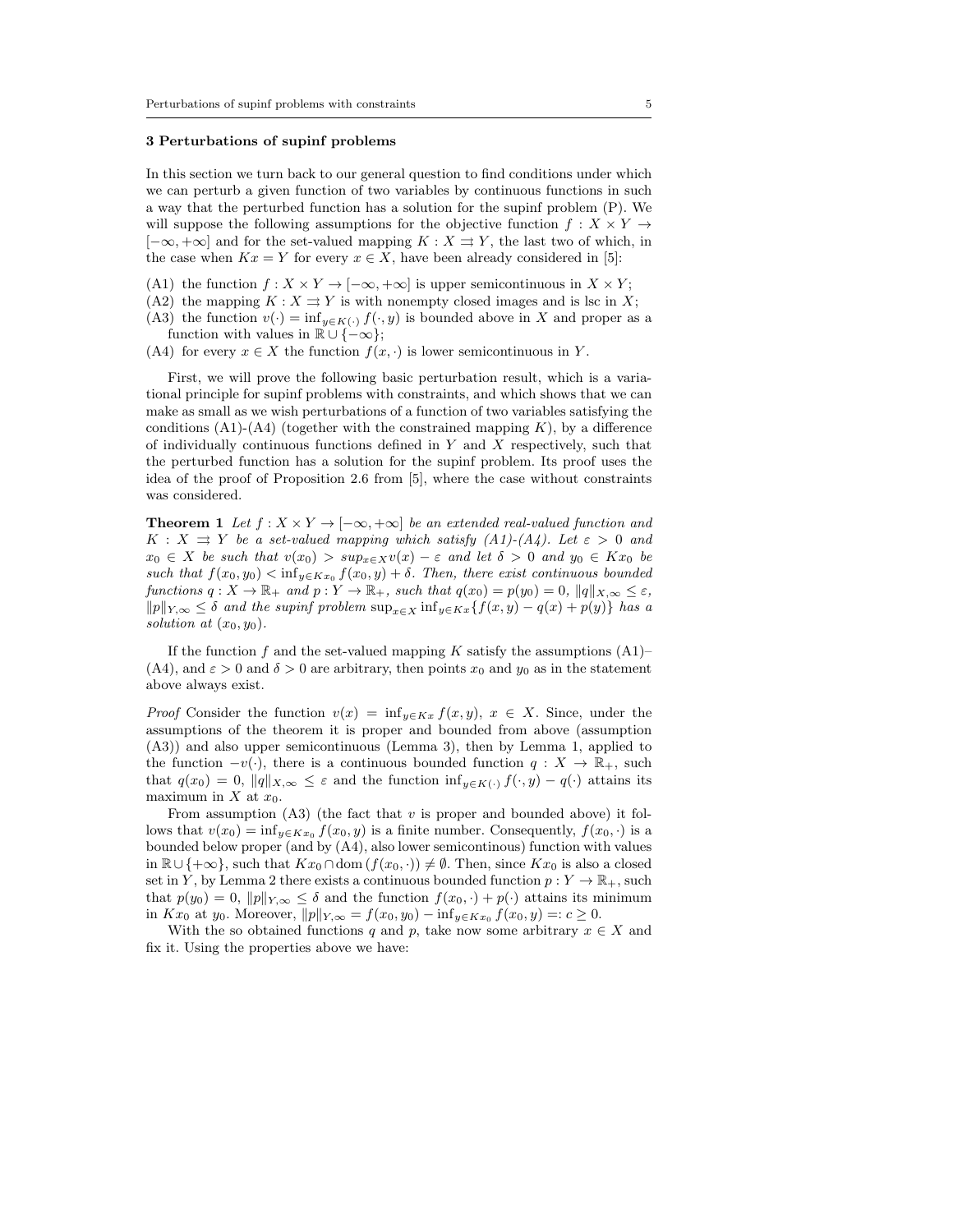### 3 Perturbations of supinf problems

In this section we turn back to our general question to find conditions under which we can perturb a given function of two variables by continuous functions in such a way that the perturbed function has a solution for the supinf problem (P). We will suppose the following assumptions for the objective function $f : X \times Y \to [-\infty, +\infty]$ and for the set-valued mapping $K : X \rightrightarrows Y$, the last two of which, in the case when $Kx = Y$ for every $x \in X$, have been already considered in [5]:

(A1) the function $f : X \times Y \to [-\infty, +\infty]$ is upper semicontinuous in $X \times Y$;
(A2) the mapping $K : X \rightrightarrows Y$ is with nonempty closed images and is lsc in $X$;
(A3) the function $v(\cdot) = \inf_{y \in K(\cdot)} f(\cdot, y)$ is bounded above in $X$ and proper as a function with values in $\mathbb{R} \cup \{-\infty\}$;
(A4) for every $x \in X$ the function $f(x, \cdot)$ is lower semicontinuous in $Y$.

First, we will prove the following basic perturbation result, which is a variational principle for supinf problems with constraints, and which shows that we can make as small as we wish perturbations of a function of two variables satisfying the conditions (A1)-(A4) (together with the constrained mapping $K$), by a difference of individually continuous functions defined in $Y$ and $X$ respectively, such that the perturbed function has a solution for the supinf problem. Its proof uses the idea of the proof of Proposition 2.6 from [5], where the case without constraints was considered.

**Theorem 1** *Let $f : X \times Y \to [-\infty, +\infty]$ be an extended real-valued function and $K : X \rightrightarrows Y$ be a set-valued mapping which satisfy (A1)-(A4). Let $\varepsilon > 0$ and $x_0 \in X$ be such that $v(x_0) > sup_{x \in X} v(x) - \varepsilon$ and let $\delta > 0$ and $y_0 \in Kx_0$ be such that $f(x_0, y_0) < \inf_{y \in Kx_0} f(x_0, y) + \delta$. Then, there exist continuous bounded functions $q : X \to \mathbb{R}_+$ and $p : Y \to \mathbb{R}_+$, such that $q(x_0) = p(y_0) = 0$, $\|q\|_{X,\infty} \leq \varepsilon$, $\|p\|_{Y,\infty} \leq \delta$ and the supinf problem $\sup_{x \in X} \inf_{y \in Kx}\{f(x, y) - q(x) + p(y)\}$ has a solution at $(x_0, y_0)$.*

If the function $f$ and the set-valued mapping $K$ satisfy the assumptions (A1)–(A4), and $\varepsilon > 0$ and $\delta > 0$ are arbitrary, then points $x_0$ and $y_0$ as in the statement above always exist.

*Proof* Consider the function $v(x) = \inf_{y \in Kx} f(x, y)$, $x \in X$. Since, under the assumptions of the theorem it is proper and bounded from above (assumption (A3)) and also upper semicontinuous (Lemma 3), then by Lemma 1, applied to the function $-v(\cdot)$, there is a continuous bounded function $q : X \to \mathbb{R}_+$, such that $q(x_0) = 0$, $\|q\|_{X,\infty} \leq \varepsilon$ and the function $\inf_{y \in K(\cdot)} f(\cdot, y) - q(\cdot)$ attains its maximum in $X$ at $x_0$.

From assumption (A3) (the fact that $v$ is proper and bounded above) it follows that $v(x_0) = \inf_{y \in Kx_0} f(x_0, y)$ is a finite number. Consequently, $f(x_0, \cdot)$ is a bounded below proper (and by (A4), also lower semicontinous) function with values in $\mathbb{R} \cup \{+\infty\}$, such that $Kx_0 \cap \operatorname{dom}(f(x_0, \cdot)) \neq \emptyset$. Then, since $Kx_0$ is also a closed set in $Y$, by Lemma 2 there exists a continuous bounded function $p : Y \to \mathbb{R}_+$, such that $p(y_0) = 0$, $\|p\|_{Y,\infty} \leq \delta$ and the function $f(x_0, \cdot) + p(\cdot)$ attains its minimum in $Kx_0$ at $y_0$. Moreover, $\|p\|_{Y,\infty} = f(x_0, y_0) - \inf_{y \in Kx_0} f(x_0, y) =: c \geq 0$.

With the so obtained functions $q$ and $p$, take now some arbitrary $x \in X$ and fix it. Using the properties above we have: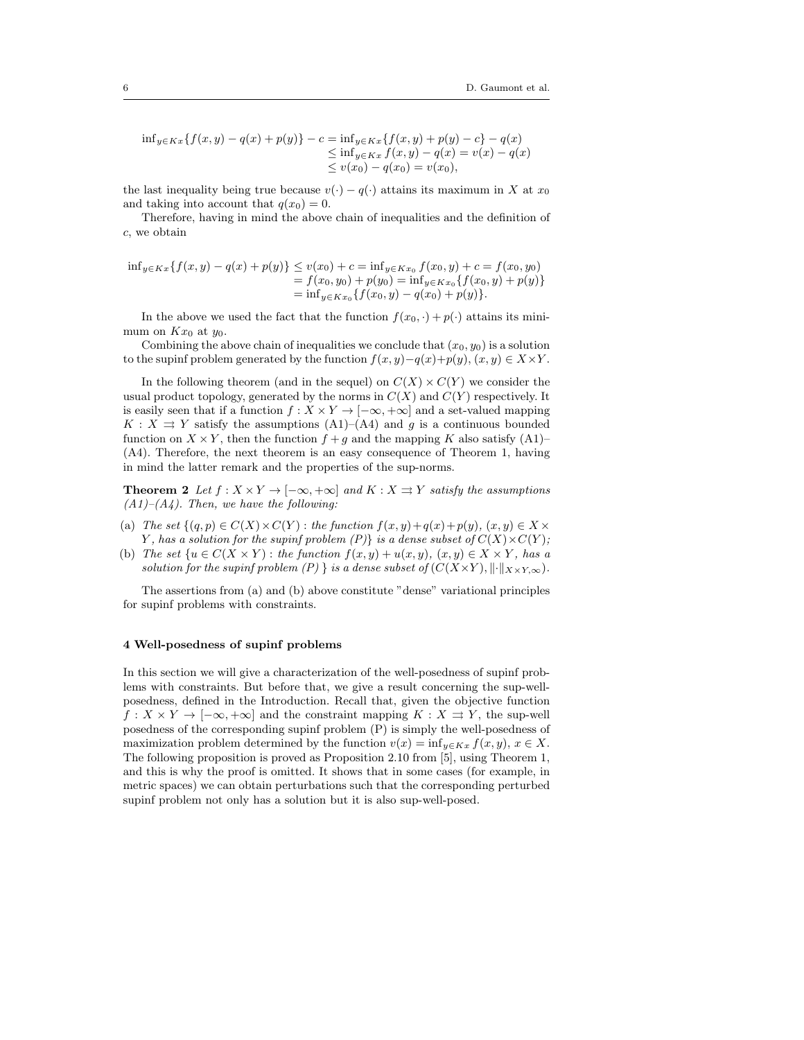$$
\begin{aligned}
\inf_{y\in Kx}\{f(x,y)-q(x)+p(y)\}-c &= \inf_{y\in Kx}\{f(x,y)+p(y)-c\}-q(x)\\
&\leq \inf_{y\in Kx} f(x,y)-q(x)=v(x)-q(x)\\
&\leq v(x_0)-q(x_0)=v(x_0),
\end{aligned}
$$

the last inequality being true because $v(\cdot)-q(\cdot)$ attains its maximum in $X$ at $x_0$ and taking into account that $q(x_0)=0$.

Therefore, having in mind the above chain of inequalities and the definition of $c$, we obtain

$$
\begin{aligned}
\inf_{y\in Kx}\{f(x,y)-q(x)+p(y)\} &\leq v(x_0)+c=\inf_{y\in Kx_0} f(x_0,y)+c=f(x_0,y_0)\\
&= f(x_0,y_0)+p(y_0)=\inf_{y\in Kx_0}\{f(x_0,y)+p(y)\}\\
&= \inf_{y\in Kx_0}\{f(x_0,y)-q(x_0)+p(y)\}.
\end{aligned}
$$

In the above we used the fact that the function $f(x_0,\cdot)+p(\cdot)$ attains its minimum on $Kx_0$ at $y_0$.

Combining the above chain of inequalities we conclude that $(x_0,y_0)$ is a solution to the supinf problem generated by the function $f(x,y)-q(x)+p(y)$, $(x,y)\in X\times Y$.

In the following theorem (and in the sequel) on $C(X)\times C(Y)$ we consider the usual product topology, generated by the norms in $C(X)$ and $C(Y)$ respectively. It is easily seen that if a function $f: X\times Y\to[-\infty,+\infty]$ and a set-valued mapping $K: X\rightrightarrows Y$ satisfy the assumptions (A1)–(A4) and $g$ is a continuous bounded function on $X\times Y$, then the function $f+g$ and the mapping $K$ also satisfy (A1)–(A4). Therefore, the next theorem is an easy consequence of Theorem 1, having in mind the latter remark and the properties of the sup-norms.

**Theorem 2** *Let $f: X\times Y\to[-\infty,+\infty]$ and $K: X\rightrightarrows Y$ satisfy the assumptions (A1)–(A4). Then, we have the following:*

(a) *The set $\{(q,p)\in C(X)\times C(Y)$ : the function $f(x,y)+q(x)+p(y)$, $(x,y)\in X\times Y$, has a solution for the supinf problem (P)$\}$ is a dense subset of $C(X)\times C(Y)$;*

(b) *The set $\{u\in C(X\times Y)$ : the function $f(x,y)+u(x,y)$, $(x,y)\in X\times Y$, has a solution for the supinf problem (P) $\}$ is a dense subset of $(C(X\times Y),\|\cdot\|_{X\times Y,\infty})$.*

The assertions from (a) and (b) above constitute "dense" variational principles for supinf problems with constraints.

## 4 Well-posedness of supinf problems

In this section we will give a characterization of the well-posedness of supinf problems with constraints. But before that, we give a result concerning the sup-well-posedness, defined in the Introduction. Recall that, given the objective function $f: X\times Y\to[-\infty,+\infty]$ and the constraint mapping $K: X\rightrightarrows Y$, the sup-well posedness of the corresponding supinf problem (P) is simply the well-posedness of maximization problem determined by the function $v(x)=\inf_{y\in Kx} f(x,y)$, $x\in X$. The following proposition is proved as Proposition 2.10 from [5], using Theorem 1, and this is why the proof is omitted. It shows that in some cases (for example, in metric spaces) we can obtain perturbations such that the corresponding perturbed supinf problem not only has a solution but it is also sup-well-posed.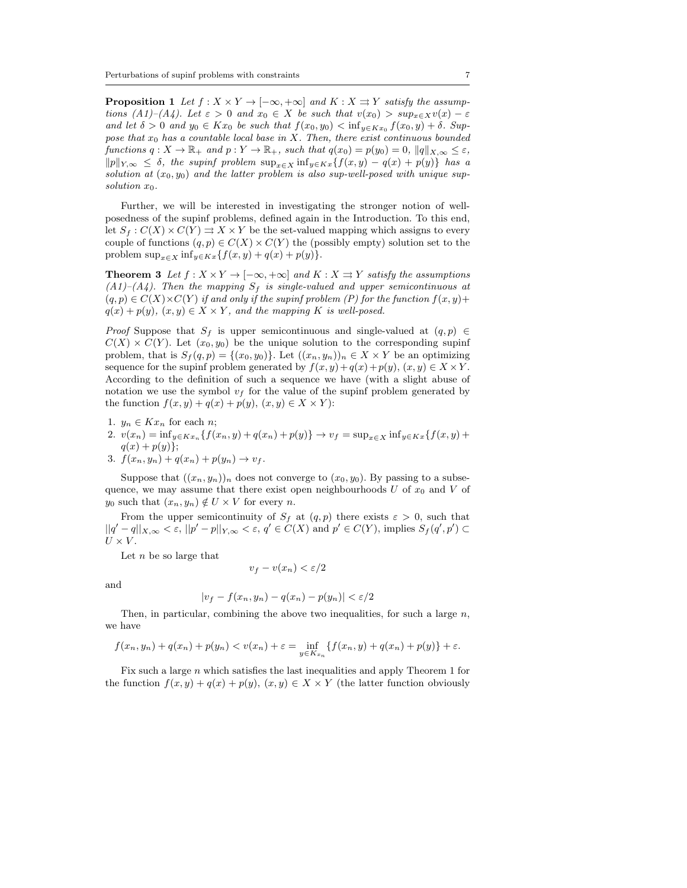**Proposition 1** *Let $f : X \times Y \to [-\infty, +\infty]$ and $K : X \rightrightarrows Y$ satisfy the assumptions (A1)–(A4). Let $\varepsilon > 0$ and $x_0 \in X$ be such that $v(x_0) > sup_{x \in X} v(x) - \varepsilon$ and let $\delta > 0$ and $y_0 \in Kx_0$ be such that $f(x_0, y_0) < \inf_{y \in Kx_0} f(x_0, y) + \delta$. Suppose that $x_0$ has a countable local base in $X$. Then, there exist continuous bounded functions $q : X \to \mathbb{R}_+$ and $p : Y \to \mathbb{R}_+$, such that $q(x_0) = p(y_0) = 0$, $\|q\|_{X,\infty} \leq \varepsilon$, $\|p\|_{Y,\infty} \leq \delta$, the supinf problem $\sup_{x \in X} \inf_{y \in Kx} \{f(x, y) - q(x) + p(y)\}$ has a solution at $(x_0, y_0)$ and the latter problem is also sup-well-posed with unique sup-solution $x_0$.*

Further, we will be interested in investigating the stronger notion of well-posedness of the supinf problems, defined again in the Introduction. To this end, let $S_f : C(X) \times C(Y) \rightrightarrows X \times Y$ be the set-valued mapping which assigns to every couple of functions $(q, p) \in C(X) \times C(Y)$ the (possibly empty) solution set to the problem $\sup_{x \in X} \inf_{y \in Kx} \{f(x, y) + q(x) + p(y)\}$.

**Theorem 3** *Let $f : X \times Y \to [-\infty, +\infty]$ and $K : X \rightrightarrows Y$ satisfy the assumptions (A1)–(A4). Then the mapping $S_f$ is single-valued and upper semicontinuous at $(q, p) \in C(X) \times C(Y)$ if and only if the supinf problem (P) for the function $f(x, y) + q(x) + p(y)$, $(x, y) \in X \times Y$, and the mapping $K$ is well-posed.*

*Proof* Suppose that $S_f$ is upper semicontinuous and single-valued at $(q, p) \in C(X) \times C(Y)$. Let $(x_0, y_0)$ be the unique solution to the corresponding supinf problem, that is $S_f(q, p) = \{(x_0, y_0)\}$. Let $((x_n, y_n))_n \in X \times Y$ be an optimizing sequence for the supinf problem generated by $f(x, y) + q(x) + p(y)$, $(x, y) \in X \times Y$. According to the definition of such a sequence we have (with a slight abuse of notation we use the symbol $v_f$ for the value of the supinf problem generated by the function $f(x, y) + q(x) + p(y)$, $(x, y) \in X \times Y$):

1. $y_n \in Kx_n$ for each $n$;
2. $v(x_n) = \inf_{y \in Kx_n} \{f(x_n, y) + q(x_n) + p(y)\} \to v_f = \sup_{x \in X} \inf_{y \in Kx} \{f(x, y) + q(x) + p(y)\}$;
3. $f(x_n, y_n) + q(x_n) + p(y_n) \to v_f$.

Suppose that $((x_n, y_n))_n$ does not converge to $(x_0, y_0)$. By passing to a subsequence, we may assume that there exist open neighbourhoods $U$ of $x_0$ and $V$ of $y_0$ such that $(x_n, y_n) \notin U \times V$ for every $n$.

From the upper semicontinuity of $S_f$ at $(q, p)$ there exists $\varepsilon > 0$, such that $||q' - q||_{X,\infty} < \varepsilon$, $||p' - p||_{Y,\infty} < \varepsilon$, $q' \in C(X)$ and $p' \in C(Y)$, implies $S_f(q', p') \subset U \times V$.

Let $n$ be so large that

$$v_f - v(x_n) < \varepsilon/2$$

and

$$|v_f - f(x_n, y_n) - q(x_n) - p(y_n)| < \varepsilon/2$$

Then, in particular, combining the above two inequalities, for such a large $n$, we have

$$f(x_n, y_n) + q(x_n) + p(y_n) < v(x_n) + \varepsilon = \inf_{y \in K_{x_n}} \{f(x_n, y) + q(x_n) + p(y)\} + \varepsilon.$$

Fix such a large $n$ which satisfies the last inequalities and apply Theorem 1 for the function $f(x, y) + q(x) + p(y)$, $(x, y) \in X \times Y$ (the latter function obviously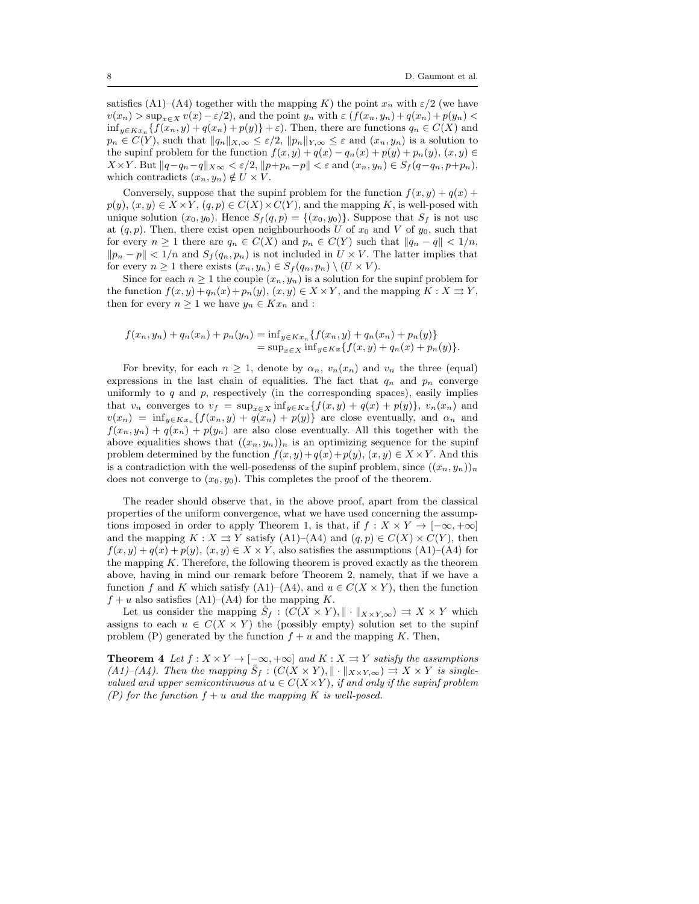satisfies (A1)–(A4) together with the mapping $K$) the point $x_n$ with $\varepsilon/2$ (we have $v(x_n) > \sup_{x\in X} v(x) - \varepsilon/2$), and the point $y_n$ with $\varepsilon$ ($f(x_n, y_n) + q(x_n) + p(y_n) < \inf_{y\in Kx_n}\{f(x_n, y) + q(x_n) + p(y)\} + \varepsilon$). Then, there are functions $q_n \in C(X)$ and $p_n \in C(Y)$, such that $\|q_n\|_{X,\infty} \leq \varepsilon/2$, $\|p_n\|_{Y,\infty} \leq \varepsilon$ and $(x_n, y_n)$ is a solution to the supinf problem for the function $f(x, y) + q(x) - q_n(x) + p(y) + p_n(y)$, $(x, y) \in X\times Y$. But $\|q-q_n-q\|_{X\infty} < \varepsilon/2$, $\|p+p_n-p\| < \varepsilon$ and $(x_n, y_n) \in S_f(q-q_n, p+p_n)$, which contradicts $(x_n, y_n) \notin U \times V$.

Conversely, suppose that the supinf problem for the function $f(x, y) + q(x) + p(y)$, $(x, y) \in X\times Y$, $(q, p) \in C(X)\times C(Y)$, and the mapping $K$, is well-posed with unique solution $(x_0, y_0)$. Hence $S_f(q, p) = \{(x_0, y_0)\}$. Suppose that $S_f$ is not usc at $(q, p)$. Then, there exist open neighbourhoods $U$ of $x_0$ and $V$ of $y_0$, such that for every $n \geq 1$ there are $q_n \in C(X)$ and $p_n \in C(Y)$ such that $\|q_n - q\| < 1/n$, $\|p_n - p\| < 1/n$ and $S_f(q_n, p_n)$ is not included in $U \times V$. The latter implies that for every $n \geq 1$ there exists $(x_n, y_n) \in S_f(q_n, p_n) \setminus (U \times V)$.

Since for each $n \geq 1$ the couple $(x_n, y_n)$ is a solution for the supinf problem for the function $f(x, y)+q_n(x)+p_n(y)$, $(x, y) \in X\times Y$, and the mapping $K : X \rightrightarrows Y$, then for every $n \geq 1$ we have $y_n \in Kx_n$ and :

$$
\begin{aligned}
f(x_n, y_n) + q_n(x_n) + p_n(y_n) &= \inf_{y\in Kx_n}\{f(x_n, y) + q_n(x_n) + p_n(y)\} \\
&= \sup_{x\in X} \inf_{y\in Kx}\{f(x, y) + q_n(x) + p_n(y)\}.
\end{aligned}
$$

For brevity, for each $n \geq 1$, denote by $\alpha_n$, $v_n(x_n)$ and $v_n$ the three (equal) expressions in the last chain of equalities. The fact that $q_n$ and $p_n$ converge uniformly to $q$ and $p$, respectively (in the corresponding spaces), easily implies that $v_n$ converges to $v_f = \sup_{x\in X} \inf_{y\in Kx}\{f(x, y) + q(x) + p(y)\}$, $v_n(x_n)$ and $v(x_n) = \inf_{y\in Kx_n}\{f(x_n, y) + q(x_n) + p(y)\}$ are close eventually, and $\alpha_n$ and $f(x_n, y_n) + q(x_n) + p(y_n)$ are also close eventually. All this together with the above equalities shows that $((x_n, y_n))_n$ is an optimizing sequence for the supinf problem determined by the function $f(x, y)+q(x)+p(y)$, $(x, y) \in X\times Y$. And this is a contradiction with the well-posedenss of the supinf problem, since $((x_n, y_n))_n$ does not converge to $(x_0, y_0)$. This completes the proof of the theorem.

The reader should observe that, in the above proof, apart from the classical properties of the uniform convergence, what we have used concerning the assumptions imposed in order to apply Theorem 1, is that, if $f : X \times Y \to [-\infty, +\infty]$ and the mapping $K : X \rightrightarrows Y$ satisfy (A1)–(A4) and $(q, p) \in C(X) \times C(Y)$, then $f(x, y) + q(x) + p(y)$, $(x, y) \in X \times Y$, also satisfies the assumptions (A1)–(A4) for the mapping $K$. Therefore, the following theorem is proved exactly as the theorem above, having in mind our remark before Theorem 2, namely, that if we have a function $f$ and $K$ which satisfy (A1)–(A4), and $u \in C(X \times Y)$, then the function $f + u$ also satisfies (A1)–(A4) for the mapping $K$.

Let us consider the mapping $\tilde{S}_f : (C(X \times Y), \|\cdot\|_{X\times Y,\infty}) \rightrightarrows X \times Y$ which assigns to each $u \in C(X \times Y)$ the (possibly empty) solution set to the supinf problem (P) generated by the function $f + u$ and the mapping $K$. Then,

**Theorem 4** *Let $f : X\times Y \to [-\infty, +\infty]$ and $K : X \rightrightarrows Y$ satisfy the assumptions (A1)–(A4). Then the mapping $\tilde{S}_f : (C(X \times Y), \|\cdot\|_{X\times Y,\infty}) \rightrightarrows X \times Y$ is single-valued and upper semicontinuous at $u \in C(X\times Y)$, if and only if the supinf problem (P) for the function $f + u$ and the mapping $K$ is well-posed.*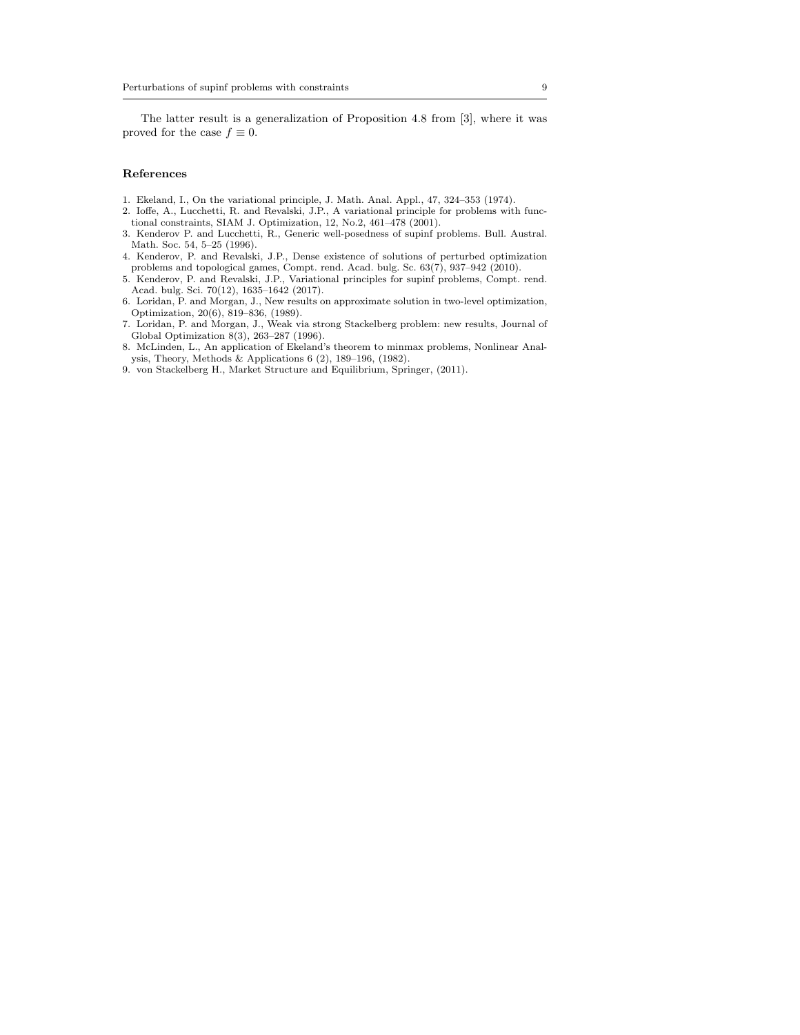The latter result is a generalization of Proposition 4.8 from [3], where it was proved for the case $f \equiv 0$.

## References

1. Ekeland, I., On the variational principle, J. Math. Anal. Appl., 47, 324–353 (1974).
2. Ioffe, A., Lucchetti, R. and Revalski, J.P., A variational principle for problems with functional constraints, SIAM J. Optimization, 12, No.2, 461–478 (2001).
3. Kenderov P. and Lucchetti, R., Generic well-posedness of supinf problems. Bull. Austral. Math. Soc. 54, 5–25 (1996).
4. Kenderov, P. and Revalski, J.P., Dense existence of solutions of perturbed optimization problems and topological games, Compt. rend. Acad. bulg. Sc. 63(7), 937–942 (2010).
5. Kenderov, P. and Revalski, J.P., Variational principles for supinf problems, Compt. rend. Acad. bulg. Sci. 70(12), 1635–1642 (2017).
6. Loridan, P. and Morgan, J., New results on approximate solution in two-level optimization, Optimization, 20(6), 819–836, (1989).
7. Loridan, P. and Morgan, J., Weak via strong Stackelberg problem: new results, Journal of Global Optimization 8(3), 263–287 (1996).
8. McLinden, L., An application of Ekeland's theorem to minmax problems, Nonlinear Analysis, Theory, Methods & Applications 6 (2), 189–196, (1982).
9. von Stackelberg H., Market Structure and Equilibrium, Springer, (2011).